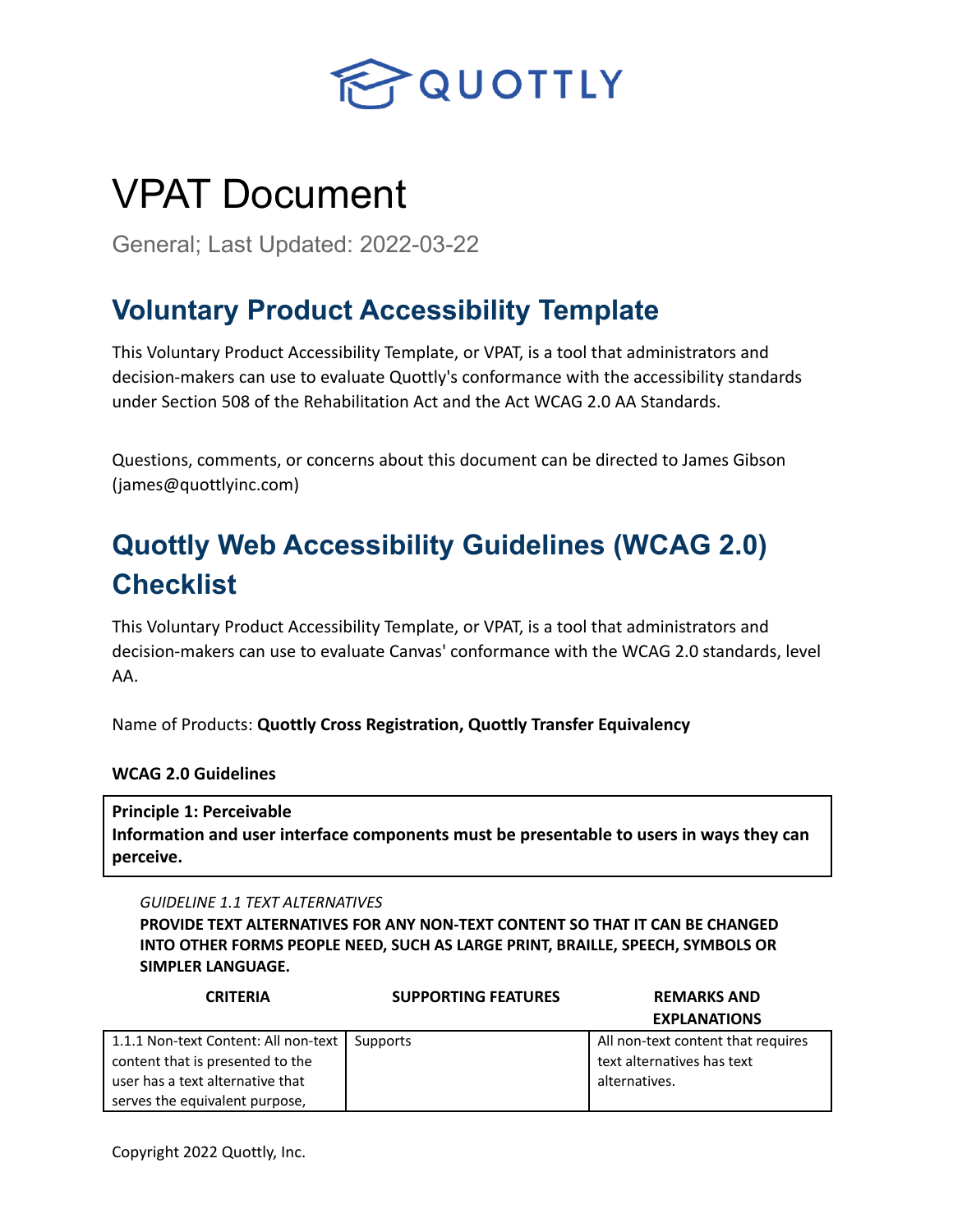QUOTTLY

# VPAT Document

General; Last Updated: 2022-03-22

## Voluntary Product Accessibility Template

This Voluntary Product Accessibility Template, or VPAT, is a tool that administrators and decision-makers can use to evaluate Quottly's conformance with the accessibility standards under Section 508 of the Rehabilitation Act and the Act WCAG 2.0 AA Standards.

Questions, comments, or concerns about this document can be directed to James Gibson (james@quottlyinc.com)

## Quottly Web Accessibility Guidelines (WCAG 2.0) Checklist

This Voluntary Product Accessibility Template, or VPAT, is a tool that administrators and decision-makers can use to evaluate Canvas' conformance with the WCAG 2.0 standards, level AA.

Name of Products: **Quottly Cross Registration, Quottly Transfer Equivalency**

**WCAG 2.0 Guidelines**

**Principle 1: Perceivable**
**Information and user interface components must be presentable to users in ways they can perceive.**

*GUIDELINE 1.1 TEXT ALTERNATIVES*
**PROVIDE TEXT ALTERNATIVES FOR ANY NON-TEXT CONTENT SO THAT IT CAN BE CHANGED INTO OTHER FORMS PEOPLE NEED, SUCH AS LARGE PRINT, BRAILLE, SPEECH, SYMBOLS OR SIMPLER LANGUAGE.**

| CRITERIA | SUPPORTING FEATURES | REMARKS AND EXPLANATIONS |
| --- | --- | --- |
| 1.1.1 Non-text Content: All non-text content that is presented to the user has a text alternative that serves the equivalent purpose, | Supports | All non-text content that requires text alternatives has text alternatives. |

Copyright 2022 Quottly, Inc.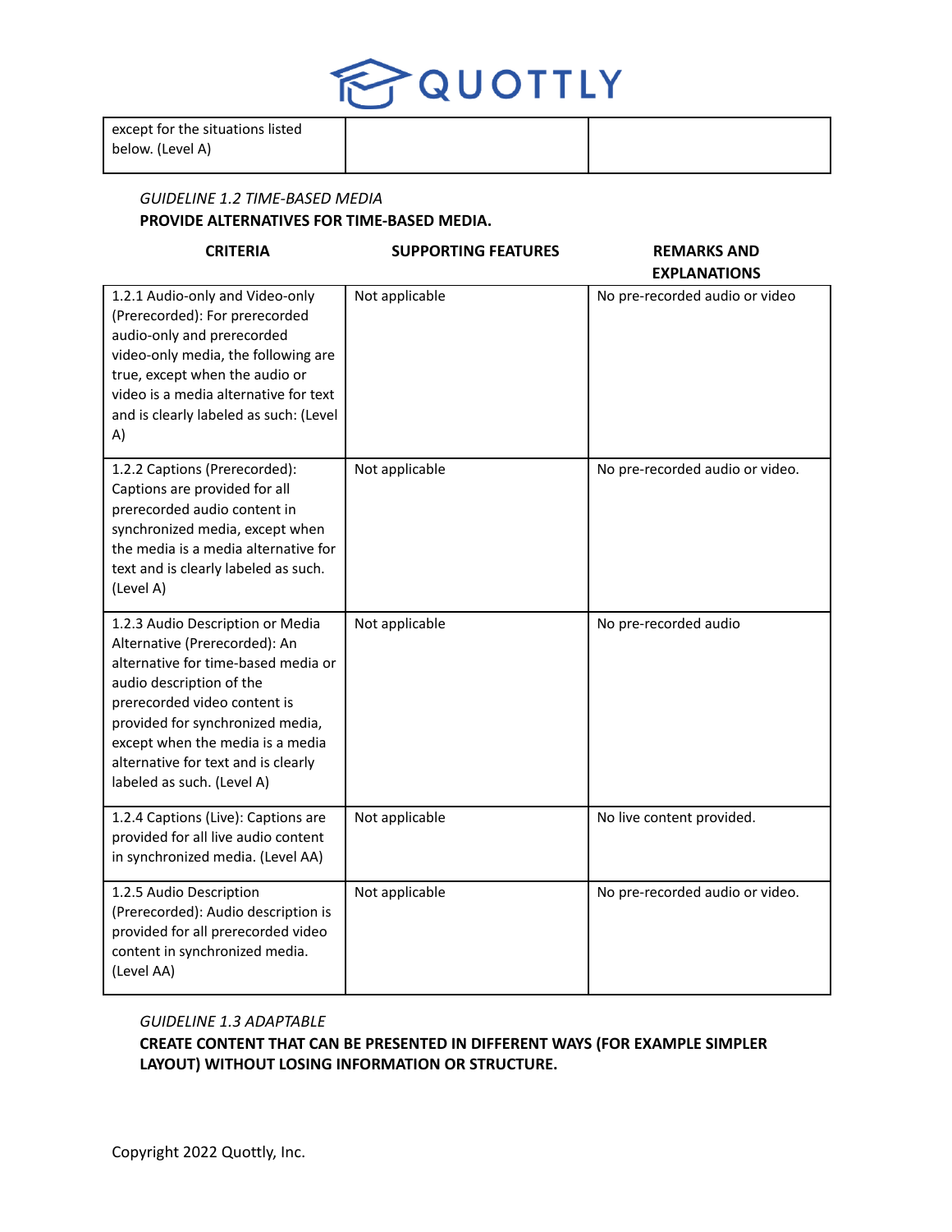| except for the situations listed below. (Level A) | | |
|---|---|---|

*GUIDELINE 1.2 TIME-BASED MEDIA*

**PROVIDE ALTERNATIVES FOR TIME-BASED MEDIA.**

| CRITERIA | SUPPORTING FEATURES | REMARKS AND EXPLANATIONS |
|---|---|---|
| 1.2.1 Audio-only and Video-only (Prerecorded): For prerecorded audio-only and prerecorded video-only media, the following are true, except when the audio or video is a media alternative for text and is clearly labeled as such: (Level A) | Not applicable | No pre-recorded audio or video |
| 1.2.2 Captions (Prerecorded): Captions are provided for all prerecorded audio content in synchronized media, except when the media is a media alternative for text and is clearly labeled as such. (Level A) | Not applicable | No pre-recorded audio or video. |
| 1.2.3 Audio Description or Media Alternative (Prerecorded): An alternative for time-based media or audio description of the prerecorded video content is provided for synchronized media, except when the media is a media alternative for text and is clearly labeled as such. (Level A) | Not applicable | No pre-recorded audio |
| 1.2.4 Captions (Live): Captions are provided for all live audio content in synchronized media. (Level AA) | Not applicable | No live content provided. |
| 1.2.5 Audio Description (Prerecorded): Audio description is provided for all prerecorded video content in synchronized media. (Level AA) | Not applicable | No pre-recorded audio or video. |

*GUIDELINE 1.3 ADAPTABLE*

**CREATE CONTENT THAT CAN BE PRESENTED IN DIFFERENT WAYS (FOR EXAMPLE SIMPLER LAYOUT) WITHOUT LOSING INFORMATION OR STRUCTURE.**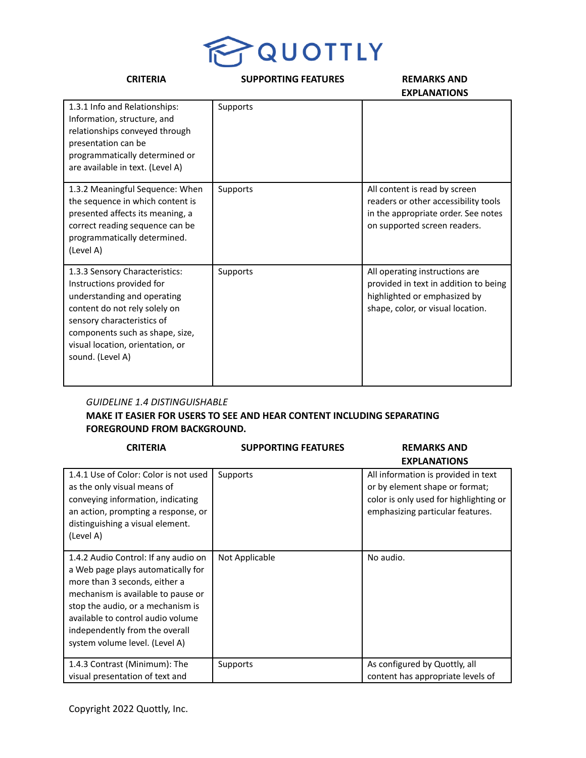| CRITERIA | SUPPORTING FEATURES | REMARKS AND EXPLANATIONS |
|---|---|---|
| 1.3.1 Info and Relationships: Information, structure, and relationships conveyed through presentation can be programmatically determined or are available in text. (Level A) | Supports | |
| 1.3.2 Meaningful Sequence: When the sequence in which content is presented affects its meaning, a correct reading sequence can be programmatically determined. (Level A) | Supports | All content is read by screen readers or other accessibility tools in the appropriate order. See notes on supported screen readers. |
| 1.3.3 Sensory Characteristics: Instructions provided for understanding and operating content do not rely solely on sensory characteristics of components such as shape, size, visual location, orientation, or sound. (Level A) | Supports | All operating instructions are provided in text in addition to being highlighted or emphasized by shape, color, or visual location. |

*GUIDELINE 1.4 DISTINGUISHABLE*

**MAKE IT EASIER FOR USERS TO SEE AND HEAR CONTENT INCLUDING SEPARATING FOREGROUND FROM BACKGROUND.**

| CRITERIA | SUPPORTING FEATURES | REMARKS AND EXPLANATIONS |
|---|---|---|
| 1.4.1 Use of Color: Color is not used as the only visual means of conveying information, indicating an action, prompting a response, or distinguishing a visual element. (Level A) | Supports | All information is provided in text or by element shape or format; color is only used for highlighting or emphasizing particular features. |
| 1.4.2 Audio Control: If any audio on a Web page plays automatically for more than 3 seconds, either a mechanism is available to pause or stop the audio, or a mechanism is available to control audio volume independently from the overall system volume level. (Level A) | Not Applicable | No audio. |
| 1.4.3 Contrast (Minimum): The visual presentation of text and | Supports | As configured by Quottly, all content has appropriate levels of |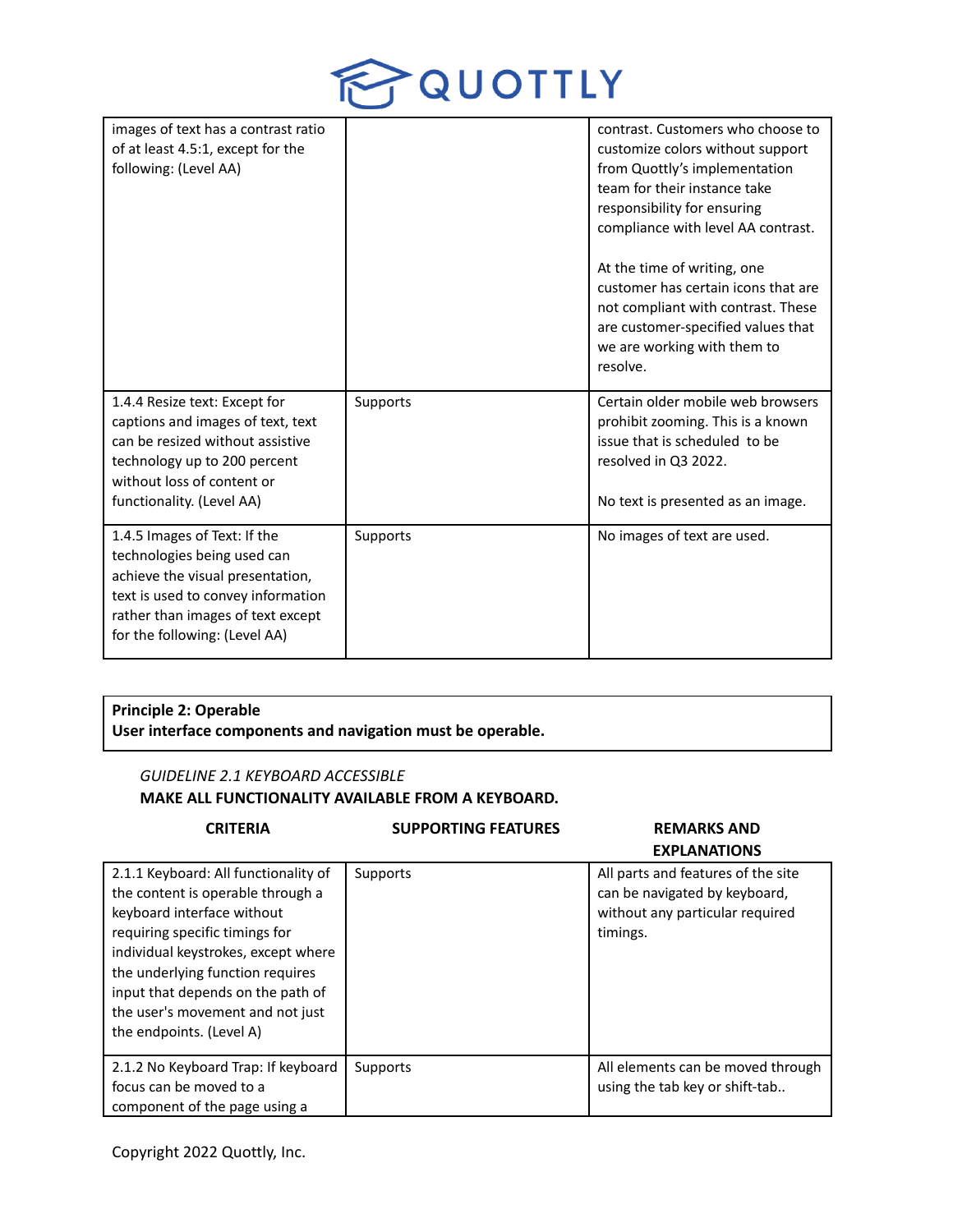| | | |
|---|---|---|
| images of text has a contrast ratio of at least 4.5:1, except for the following: (Level AA) | | contrast. Customers who choose to customize colors without support from Quottly's implementation team for their instance take responsibility for ensuring compliance with level AA contrast.<br><br>At the time of writing, one customer has certain icons that are not compliant with contrast. These are customer-specified values that we are working with them to resolve. |
| 1.4.4 Resize text: Except for captions and images of text, text can be resized without assistive technology up to 200 percent without loss of content or functionality. (Level AA) | Supports | Certain older mobile web browsers prohibit zooming. This is a known issue that is scheduled to be resolved in Q3 2022.<br><br>No text is presented as an image. |
| 1.4.5 Images of Text: If the technologies being used can achieve the visual presentation, text is used to convey information rather than images of text except for the following: (Level AA) | Supports | No images of text are used. |

**Principle 2: Operable**
**User interface components and navigation must be operable.**

*GUIDELINE 2.1 KEYBOARD ACCESSIBLE*

**MAKE ALL FUNCTIONALITY AVAILABLE FROM A KEYBOARD.**

| CRITERIA | SUPPORTING FEATURES | REMARKS AND EXPLANATIONS |
|---|---|---|
| 2.1.1 Keyboard: All functionality of the content is operable through a keyboard interface without requiring specific timings for individual keystrokes, except where the underlying function requires input that depends on the path of the user's movement and not just the endpoints. (Level A) | Supports | All parts and features of the site can be navigated by keyboard, without any particular required timings. |
| 2.1.2 No Keyboard Trap: If keyboard focus can be moved to a component of the page using a | Supports | All elements can be moved through using the tab key or shift-tab.. |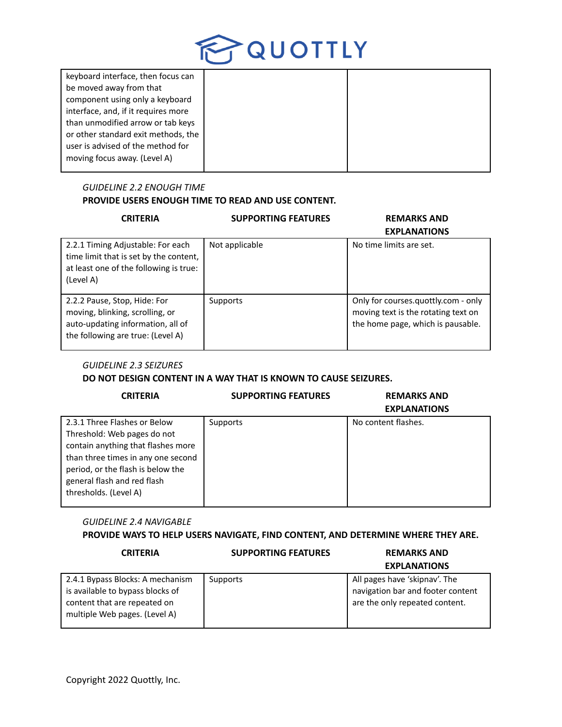| | | |
|---|---|---|
| keyboard interface, then focus can be moved away from that component using only a keyboard interface, and, if it requires more than unmodified arrow or tab keys or other standard exit methods, the user is advised of the method for moving focus away. (Level A) | | |

*GUIDELINE 2.2 ENOUGH TIME*

**PROVIDE USERS ENOUGH TIME TO READ AND USE CONTENT.**

| CRITERIA | SUPPORTING FEATURES | REMARKS AND EXPLANATIONS |
|---|---|---|
| 2.2.1 Timing Adjustable: For each time limit that is set by the content, at least one of the following is true: (Level A) | Not applicable | No time limits are set. |
| 2.2.2 Pause, Stop, Hide: For moving, blinking, scrolling, or auto-updating information, all of the following are true: (Level A) | Supports | Only for courses.quottly.com - only moving text is the rotating text on the home page, which is pausable. |

*GUIDELINE 2.3 SEIZURES*

**DO NOT DESIGN CONTENT IN A WAY THAT IS KNOWN TO CAUSE SEIZURES.**

| CRITERIA | SUPPORTING FEATURES | REMARKS AND EXPLANATIONS |
|---|---|---|
| 2.3.1 Three Flashes or Below Threshold: Web pages do not contain anything that flashes more than three times in any one second period, or the flash is below the general flash and red flash thresholds. (Level A) | Supports | No content flashes. |

*GUIDELINE 2.4 NAVIGABLE*

**PROVIDE WAYS TO HELP USERS NAVIGATE, FIND CONTENT, AND DETERMINE WHERE THEY ARE.**

| CRITERIA | SUPPORTING FEATURES | REMARKS AND EXPLANATIONS |
|---|---|---|
| 2.4.1 Bypass Blocks: A mechanism is available to bypass blocks of content that are repeated on multiple Web pages. (Level A) | Supports | All pages have 'skipnav'. The navigation bar and footer content are the only repeated content. |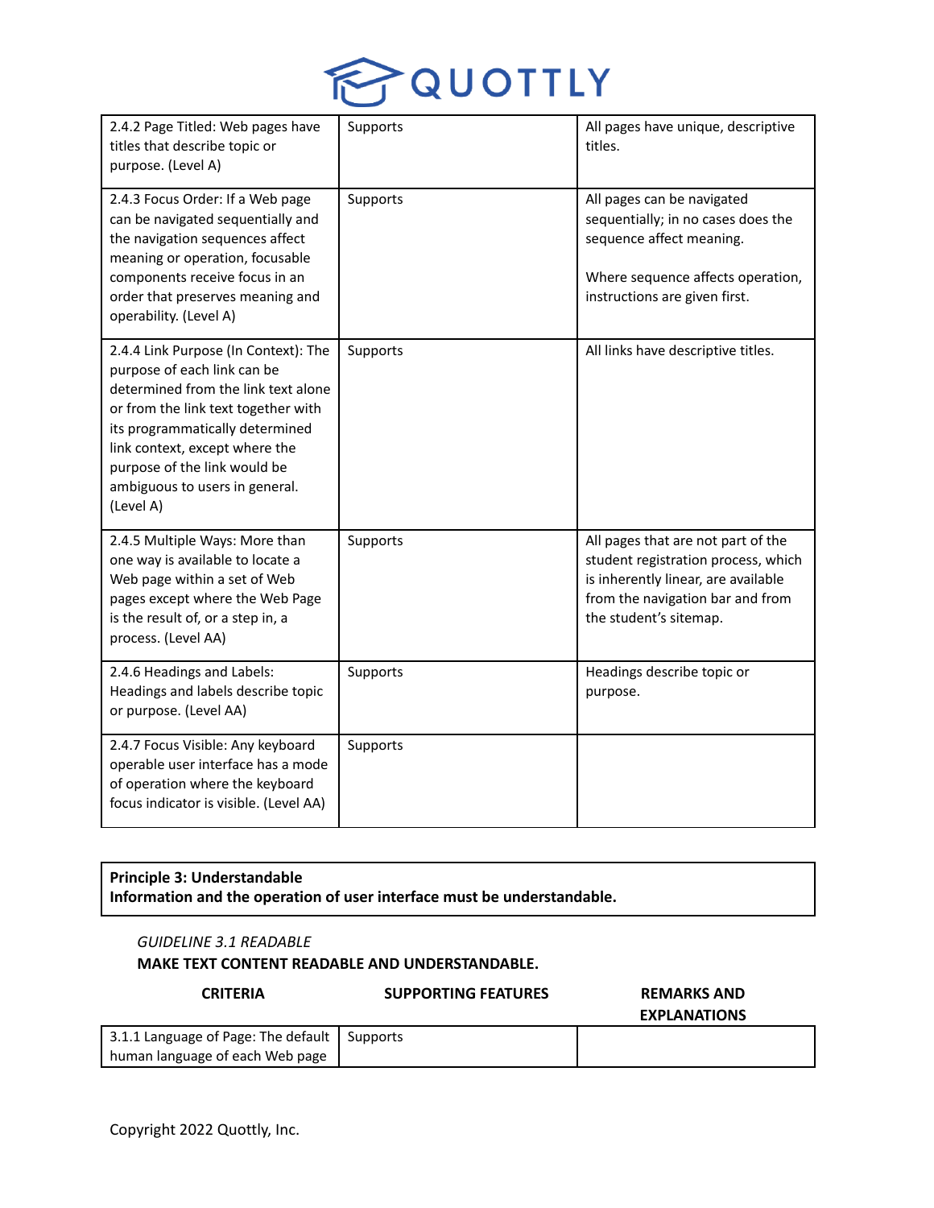| | | |
|---|---|---|
| 2.4.2 Page Titled: Web pages have titles that describe topic or purpose. (Level A) | Supports | All pages have unique, descriptive titles. |
| 2.4.3 Focus Order: If a Web page can be navigated sequentially and the navigation sequences affect meaning or operation, focusable components receive focus in an order that preserves meaning and operability. (Level A) | Supports | All pages can be navigated sequentially; in no cases does the sequence affect meaning.<br><br>Where sequence affects operation, instructions are given first. |
| 2.4.4 Link Purpose (In Context): The purpose of each link can be determined from the link text alone or from the link text together with its programmatically determined link context, except where the purpose of the link would be ambiguous to users in general. (Level A) | Supports | All links have descriptive titles. |
| 2.4.5 Multiple Ways: More than one way is available to locate a Web page within a set of Web pages except where the Web Page is the result of, or a step in, a process. (Level AA) | Supports | All pages that are not part of the student registration process, which is inherently linear, are available from the navigation bar and from the student's sitemap. |
| 2.4.6 Headings and Labels: Headings and labels describe topic or purpose. (Level AA) | Supports | Headings describe topic or purpose. |
| 2.4.7 Focus Visible: Any keyboard operable user interface has a mode of operation where the keyboard focus indicator is visible. (Level AA) | Supports | |

**Principle 3: Understandable**
**Information and the operation of user interface must be understandable.**

*GUIDELINE 3.1 READABLE*

**MAKE TEXT CONTENT READABLE AND UNDERSTANDABLE.**

| CRITERIA | SUPPORTING FEATURES | REMARKS AND EXPLANATIONS |
|---|---|---|
| 3.1.1 Language of Page: The default human language of each Web page | Supports | |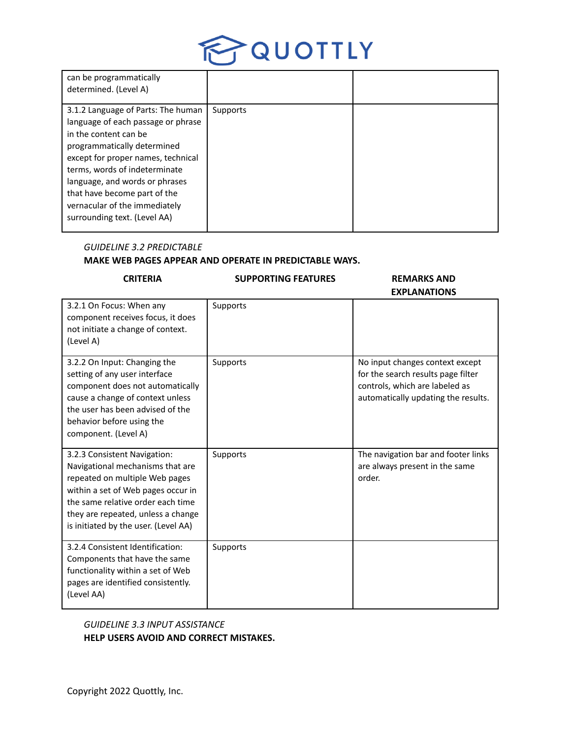| | | |
|---|---|---|
| can be programmatically determined. (Level A) | | |
| 3.1.2 Language of Parts: The human language of each passage or phrase in the content can be programmatically determined except for proper names, technical terms, words of indeterminate language, and words or phrases that have become part of the vernacular of the immediately surrounding text. (Level AA) | Supports | |

*GUIDELINE 3.2 PREDICTABLE*

**MAKE WEB PAGES APPEAR AND OPERATE IN PREDICTABLE WAYS.**

| CRITERIA | SUPPORTING FEATURES | REMARKS AND EXPLANATIONS |
|---|---|---|
| 3.2.1 On Focus: When any component receives focus, it does not initiate a change of context. (Level A) | Supports | |
| 3.2.2 On Input: Changing the setting of any user interface component does not automatically cause a change of context unless the user has been advised of the behavior before using the component. (Level A) | Supports | No input changes context except for the search results page filter controls, which are labeled as automatically updating the results. |
| 3.2.3 Consistent Navigation: Navigational mechanisms that are repeated on multiple Web pages within a set of Web pages occur in the same relative order each time they are repeated, unless a change is initiated by the user. (Level AA) | Supports | The navigation bar and footer links are always present in the same order. |
| 3.2.4 Consistent Identification: Components that have the same functionality within a set of Web pages are identified consistently. (Level AA) | Supports | |

*GUIDELINE 3.3 INPUT ASSISTANCE*

**HELP USERS AVOID AND CORRECT MISTAKES.**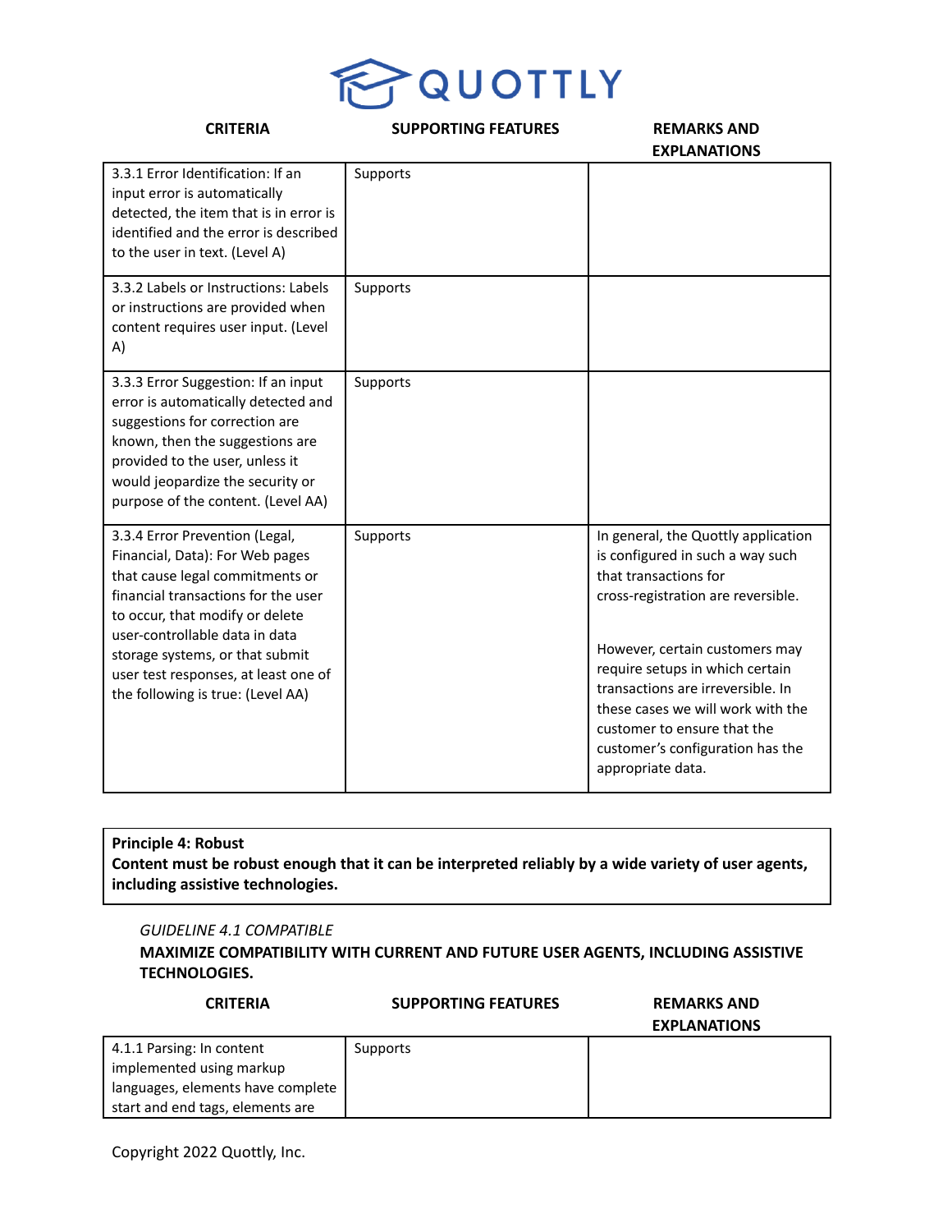| CRITERIA | SUPPORTING FEATURES | REMARKS AND EXPLANATIONS |
| --- | --- | --- |
| 3.3.1 Error Identification: If an input error is automatically detected, the item that is in error is identified and the error is described to the user in text. (Level A) | Supports | |
| 3.3.2 Labels or Instructions: Labels or instructions are provided when content requires user input. (Level A) | Supports | |
| 3.3.3 Error Suggestion: If an input error is automatically detected and suggestions for correction are known, then the suggestions are provided to the user, unless it would jeopardize the security or purpose of the content. (Level AA) | Supports | |
| 3.3.4 Error Prevention (Legal, Financial, Data): For Web pages that cause legal commitments or financial transactions for the user to occur, that modify or delete user-controllable data in data storage systems, or that submit user test responses, at least one of the following is true: (Level AA) | Supports | In general, the Quottly application is configured in such a way such that transactions for cross-registration are reversible.<br><br>However, certain customers may require setups in which certain transactions are irreversible. In these cases we will work with the customer to ensure that the customer's configuration has the appropriate data. |

**Principle 4: Robust**
**Content must be robust enough that it can be interpreted reliably by a wide variety of user agents, including assistive technologies.**

*GUIDELINE 4.1 COMPATIBLE*

**MAXIMIZE COMPATIBILITY WITH CURRENT AND FUTURE USER AGENTS, INCLUDING ASSISTIVE TECHNOLOGIES.**

| CRITERIA | SUPPORTING FEATURES | REMARKS AND EXPLANATIONS |
| --- | --- | --- |
| 4.1.1 Parsing: In content implemented using markup languages, elements have complete start and end tags, elements are | Supports | |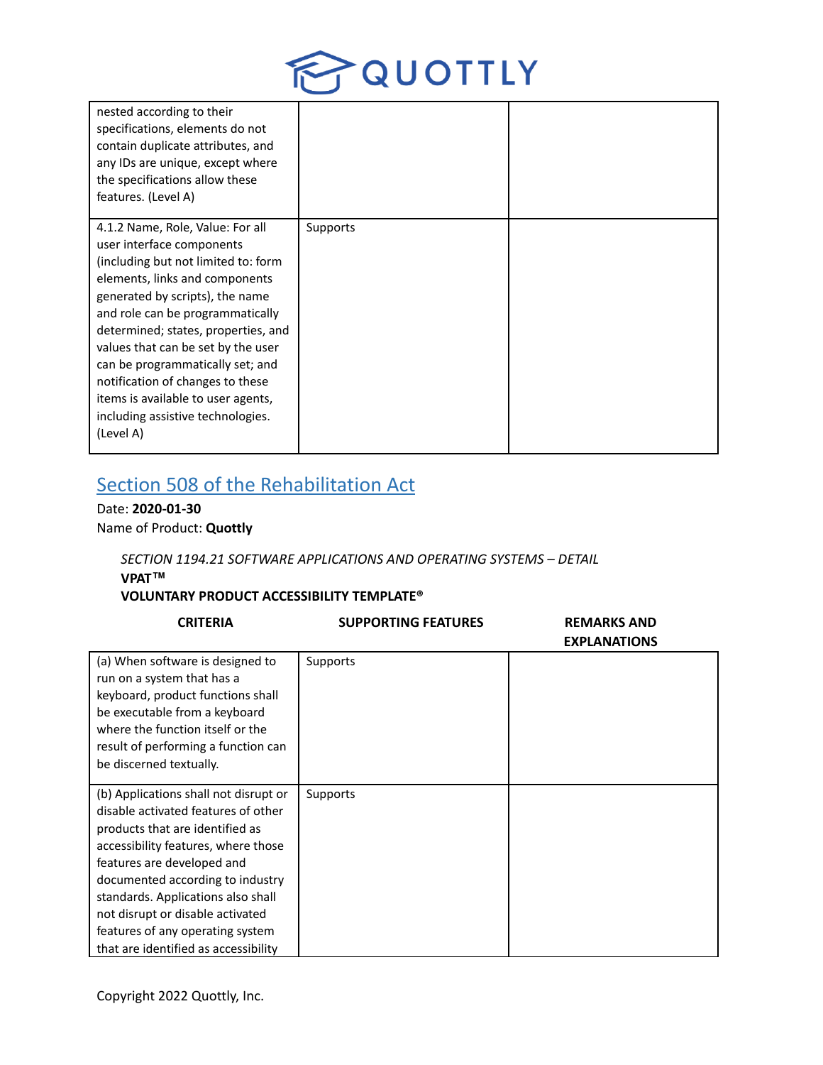| | | |
|---|---|---|
| nested according to their specifications, elements do not contain duplicate attributes, and any IDs are unique, except where the specifications allow these features. (Level A) | | |
| 4.1.2 Name, Role, Value: For all user interface components (including but not limited to: form elements, links and components generated by scripts), the name and role can be programmatically determined; states, properties, and values that can be set by the user can be programmatically set; and notification of changes to these items is available to user agents, including assistive technologies. (Level A) | Supports | |

## Section 508 of the Rehabilitation Act

Date: **2020-01-30**
Name of Product: **Quottly**

*SECTION 1194.21 SOFTWARE APPLICATIONS AND OPERATING SYSTEMS – DETAIL*
**VPAT™**
**VOLUNTARY PRODUCT ACCESSIBILITY TEMPLATE®**

| CRITERIA | SUPPORTING FEATURES | REMARKS AND EXPLANATIONS |
|---|---|---|
| (a) When software is designed to run on a system that has a keyboard, product functions shall be executable from a keyboard where the function itself or the result of performing a function can be discerned textually. | Supports | |
| (b) Applications shall not disrupt or disable activated features of other products that are identified as accessibility features, where those features are developed and documented according to industry standards. Applications also shall not disrupt or disable activated features of any operating system that are identified as accessibility | Supports | |

Copyright 2022 Quottly, Inc.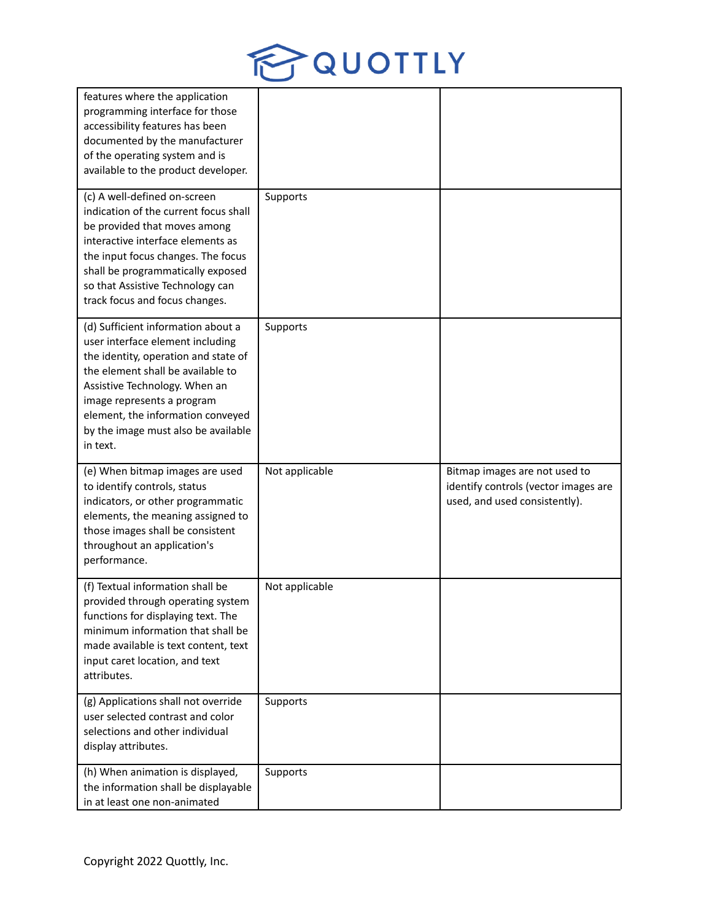| | | |
|---|---|---|
| features where the application programming interface for those accessibility features has been documented by the manufacturer of the operating system and is available to the product developer. | | |
| (c) A well-defined on-screen indication of the current focus shall be provided that moves among interactive interface elements as the input focus changes. The focus shall be programmatically exposed so that Assistive Technology can track focus and focus changes. | Supports | |
| (d) Sufficient information about a user interface element including the identity, operation and state of the element shall be available to Assistive Technology. When an image represents a program element, the information conveyed by the image must also be available in text. | Supports | |
| (e) When bitmap images are used to identify controls, status indicators, or other programmatic elements, the meaning assigned to those images shall be consistent throughout an application's performance. | Not applicable | Bitmap images are not used to identify controls (vector images are used, and used consistently). |
| (f) Textual information shall be provided through operating system functions for displaying text. The minimum information that shall be made available is text content, text input caret location, and text attributes. | Not applicable | |
| (g) Applications shall not override user selected contrast and color selections and other individual display attributes. | Supports | |
| (h) When animation is displayed, the information shall be displayable in at least one non-animated | Supports | |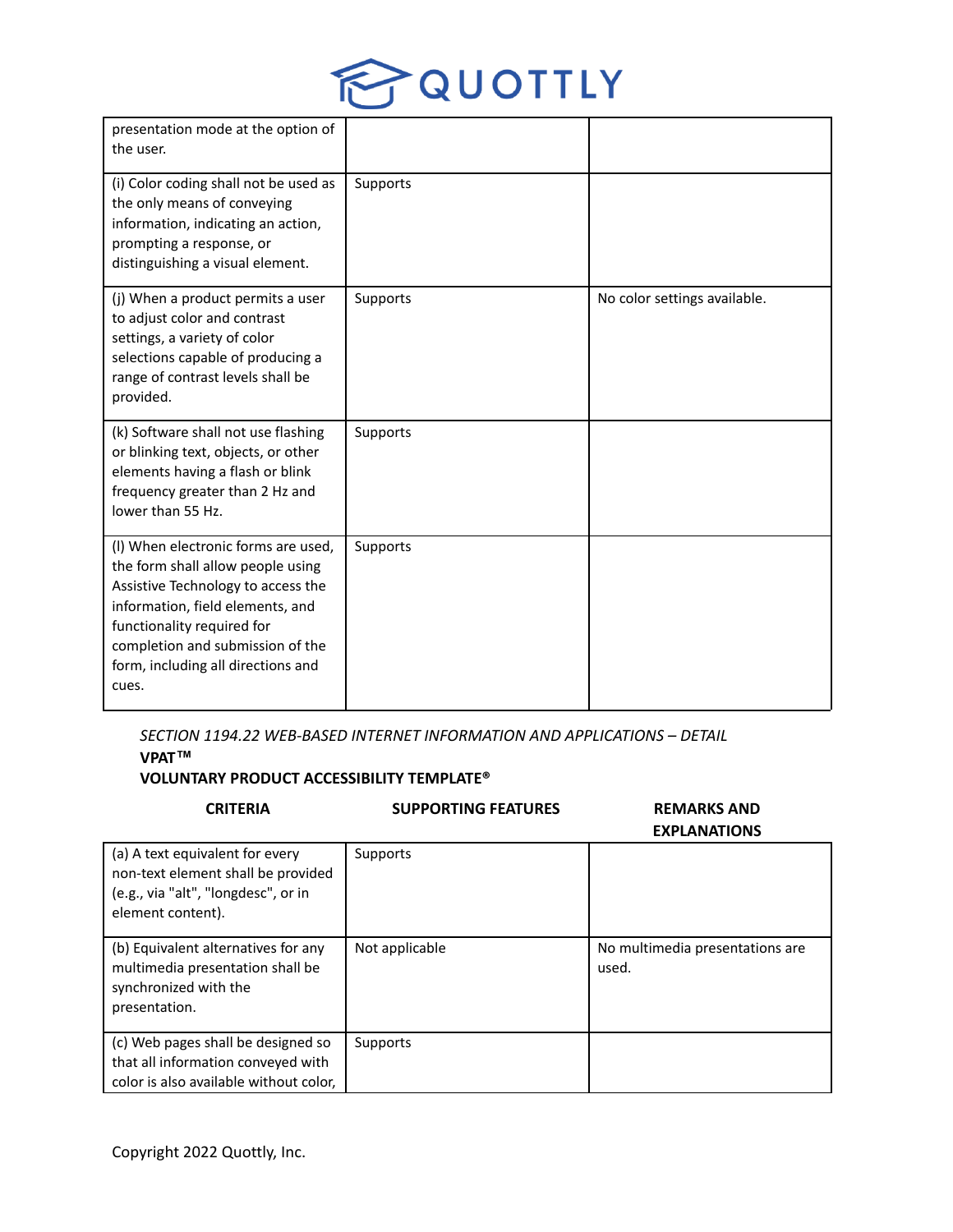| | | |
|---|---|---|
| presentation mode at the option of the user. | | |
| (i) Color coding shall not be used as the only means of conveying information, indicating an action, prompting a response, or distinguishing a visual element. | Supports | |
| (j) When a product permits a user to adjust color and contrast settings, a variety of color selections capable of producing a range of contrast levels shall be provided. | Supports | No color settings available. |
| (k) Software shall not use flashing or blinking text, objects, or other elements having a flash or blink frequency greater than 2 Hz and lower than 55 Hz. | Supports | |
| (l) When electronic forms are used, the form shall allow people using Assistive Technology to access the information, field elements, and functionality required for completion and submission of the form, including all directions and cues. | Supports | |

*SECTION 1194.22 WEB-BASED INTERNET INFORMATION AND APPLICATIONS – DETAIL*

**VPAT™**

**VOLUNTARY PRODUCT ACCESSIBILITY TEMPLATE®**

| CRITERIA | SUPPORTING FEATURES | REMARKS AND EXPLANATIONS |
|---|---|---|
| (a) A text equivalent for every non-text element shall be provided (e.g., via "alt", "longdesc", or in element content). | Supports | |
| (b) Equivalent alternatives for any multimedia presentation shall be synchronized with the presentation. | Not applicable | No multimedia presentations are used. |
| (c) Web pages shall be designed so that all information conveyed with color is also available without color, | Supports | |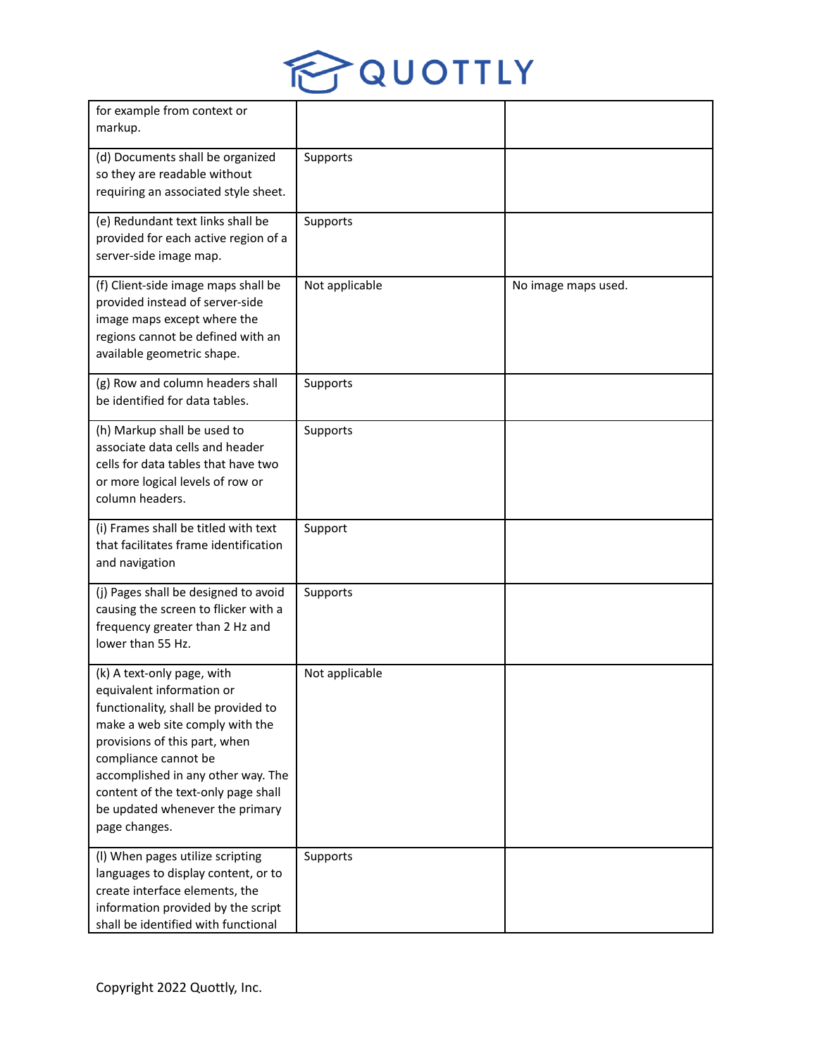| | | |
|---|---|---|
| for example from context or markup. | | |
| (d) Documents shall be organized so they are readable without requiring an associated style sheet. | Supports | |
| (e) Redundant text links shall be provided for each active region of a server-side image map. | Supports | |
| (f) Client-side image maps shall be provided instead of server-side image maps except where the regions cannot be defined with an available geometric shape. | Not applicable | No image maps used. |
| (g) Row and column headers shall be identified for data tables. | Supports | |
| (h) Markup shall be used to associate data cells and header cells for data tables that have two or more logical levels of row or column headers. | Supports | |
| (i) Frames shall be titled with text that facilitates frame identification and navigation | Support | |
| (j) Pages shall be designed to avoid causing the screen to flicker with a frequency greater than 2 Hz and lower than 55 Hz. | Supports | |
| (k) A text-only page, with equivalent information or functionality, shall be provided to make a web site comply with the provisions of this part, when compliance cannot be accomplished in any other way. The content of the text-only page shall be updated whenever the primary page changes. | Not applicable | |
| (l) When pages utilize scripting languages to display content, or to create interface elements, the information provided by the script shall be identified with functional | Supports | |

Copyright 2022 Quottly, Inc.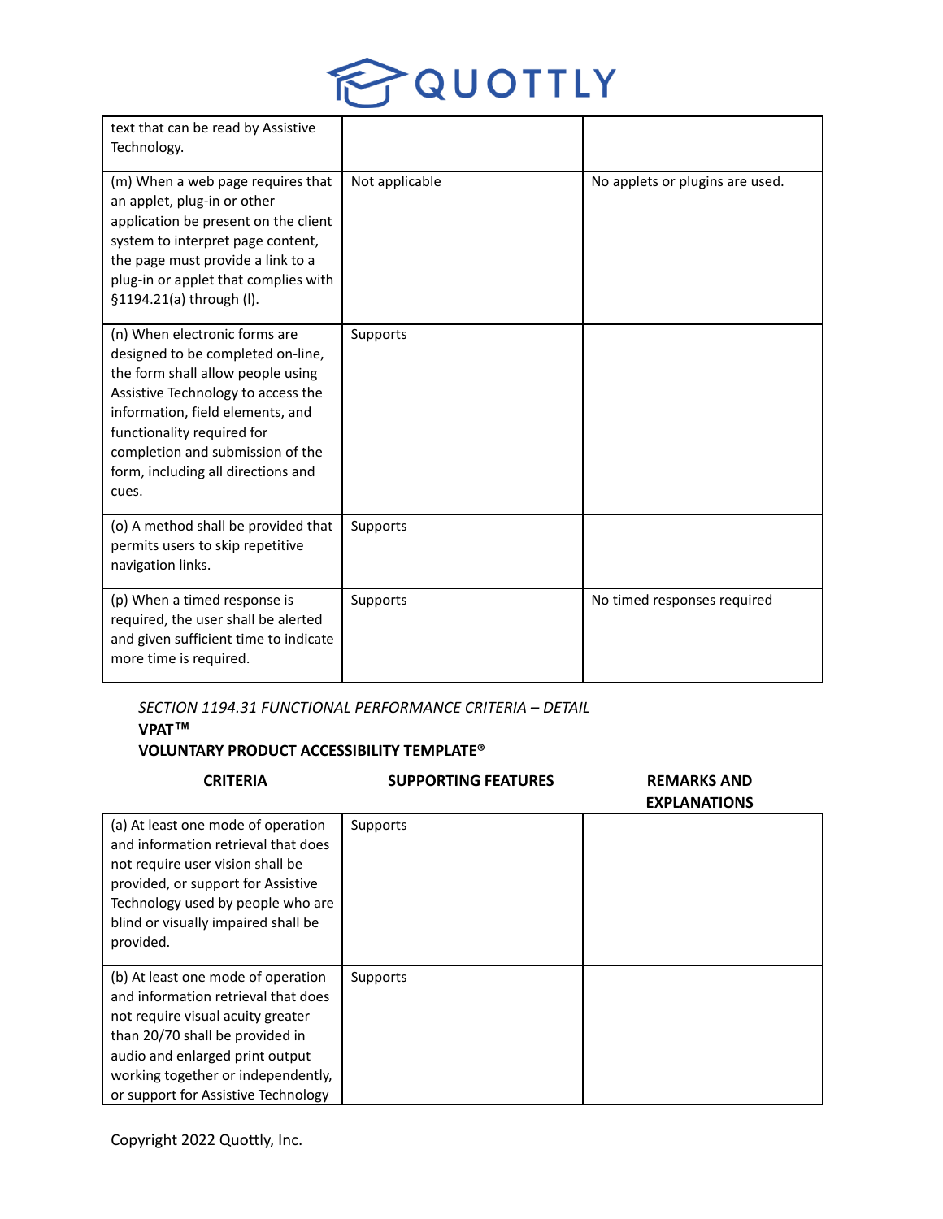| | | |
|---|---|---|
| text that can be read by Assistive Technology. | | |
| (m) When a web page requires that an applet, plug-in or other application be present on the client system to interpret page content, the page must provide a link to a plug-in or applet that complies with §1194.21(a) through (l). | Not applicable | No applets or plugins are used. |
| (n) When electronic forms are designed to be completed on-line, the form shall allow people using Assistive Technology to access the information, field elements, and functionality required for completion and submission of the form, including all directions and cues. | Supports | |
| (o) A method shall be provided that permits users to skip repetitive navigation links. | Supports | |
| (p) When a timed response is required, the user shall be alerted and given sufficient time to indicate more time is required. | Supports | No timed responses required |

*SECTION 1194.31 FUNCTIONAL PERFORMANCE CRITERIA – DETAIL*

**VPAT™**

**VOLUNTARY PRODUCT ACCESSIBILITY TEMPLATE®**

| CRITERIA | SUPPORTING FEATURES | REMARKS AND EXPLANATIONS |
|---|---|---|
| (a) At least one mode of operation and information retrieval that does not require user vision shall be provided, or support for Assistive Technology used by people who are blind or visually impaired shall be provided. | Supports | |
| (b) At least one mode of operation and information retrieval that does not require visual acuity greater than 20/70 shall be provided in audio and enlarged print output working together or independently, or support for Assistive Technology | Supports | |

Copyright 2022 Quottly, Inc.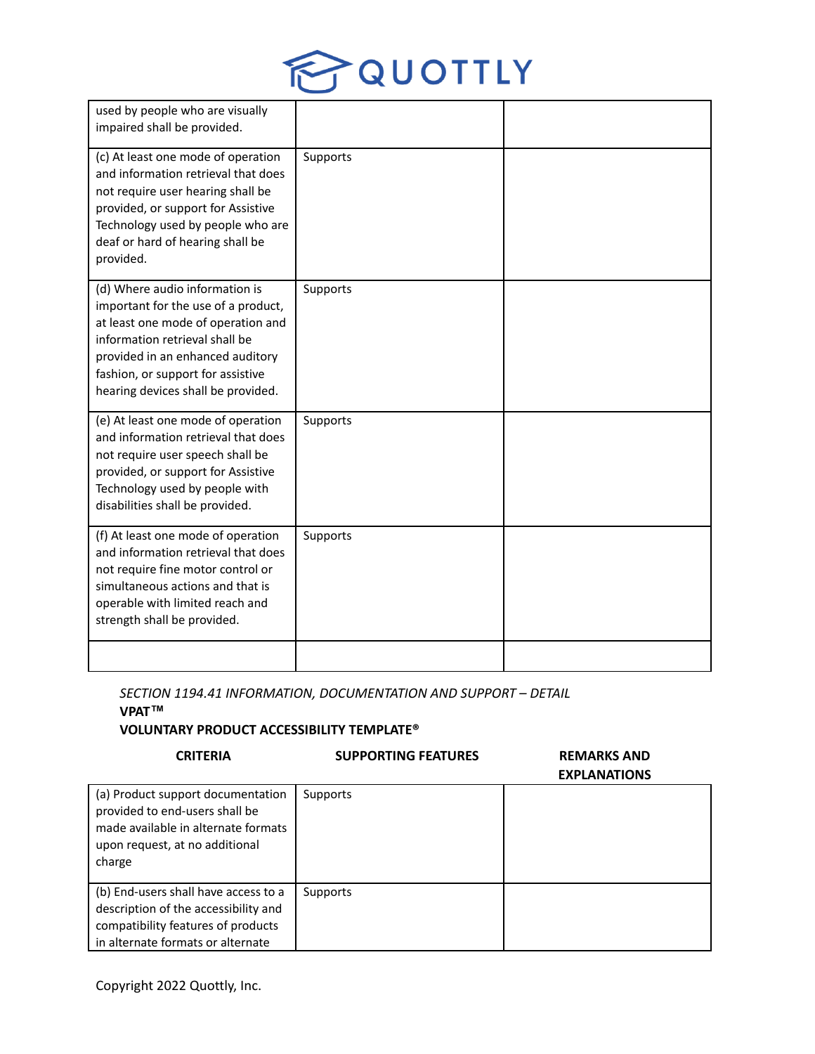| | | |
|---|---|---|
| used by people who are visually impaired shall be provided. | | |
| (c) At least one mode of operation and information retrieval that does not require user hearing shall be provided, or support for Assistive Technology used by people who are deaf or hard of hearing shall be provided. | Supports | |
| (d) Where audio information is important for the use of a product, at least one mode of operation and information retrieval shall be provided in an enhanced auditory fashion, or support for assistive hearing devices shall be provided. | Supports | |
| (e) At least one mode of operation and information retrieval that does not require user speech shall be provided, or support for Assistive Technology used by people with disabilities shall be provided. | Supports | |
| (f) At least one mode of operation and information retrieval that does not require fine motor control or simultaneous actions and that is operable with limited reach and strength shall be provided. | Supports | |
| | | |

*SECTION 1194.41 INFORMATION, DOCUMENTATION AND SUPPORT – DETAIL*

**VPAT™**

**VOLUNTARY PRODUCT ACCESSIBILITY TEMPLATE®**

| CRITERIA | SUPPORTING FEATURES | REMARKS AND EXPLANATIONS |
|---|---|---|
| (a) Product support documentation provided to end-users shall be made available in alternate formats upon request, at no additional charge | Supports | |
| (b) End-users shall have access to a description of the accessibility and compatibility features of products in alternate formats or alternate | Supports | |

Copyright 2022 Quottly, Inc.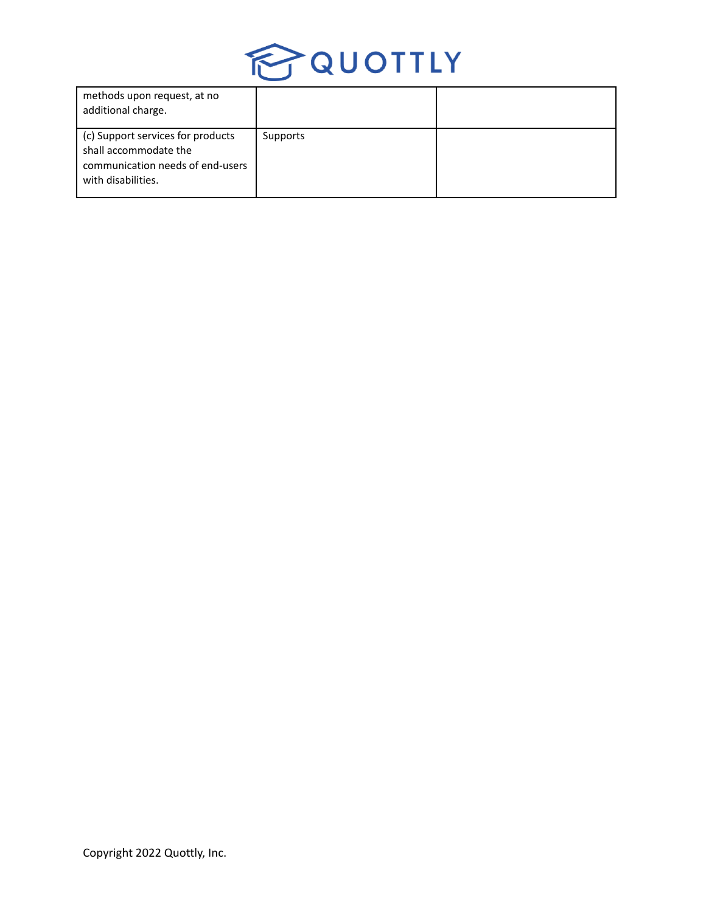| | | |
|---|---|---|
| methods upon request, at no additional charge. | | |
| (c) Support services for products shall accommodate the communication needs of end-users with disabilities. | Supports | |

Copyright 2022 Quottly, Inc.